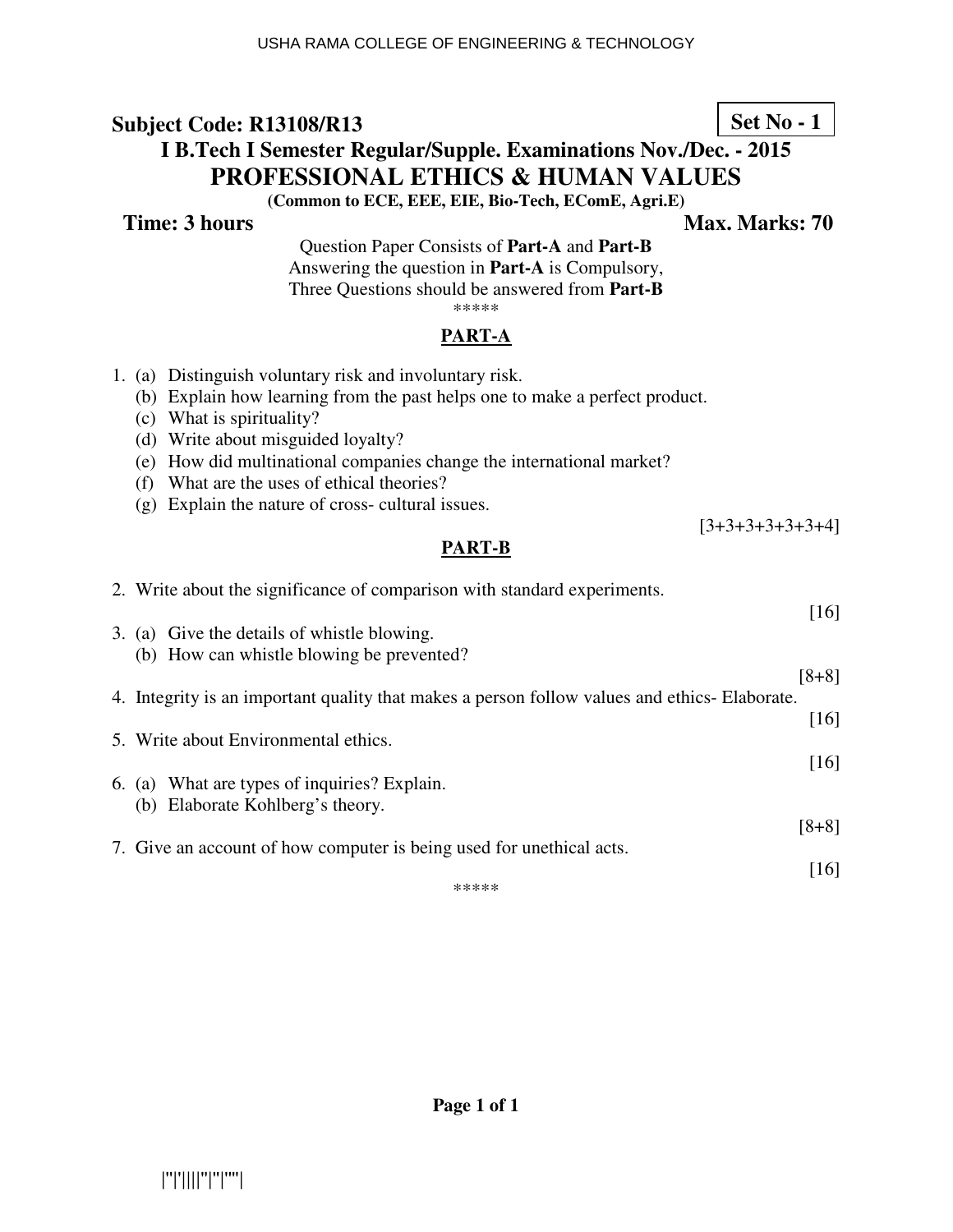**Subject Code: R13108/R13** **Set No - 1**

**I B.Tech I Semester Regular/Supple. Examinations Nov./Dec. - 2015**

# PROFESSIONAL ETHICS & HUMAN VALUES

**(Common to ECE, EEE, EIE, Bio-Tech, EComE, Agri.E)**

**Time: 3 hours** **Max. Marks: 70**

Question Paper Consists of **Part-A** and **Part-B**
Answering the question in **Part-A** is Compulsory,
Three Questions should be answered from **Part-B**

*****

## PART-A

1. (a) Distinguish voluntary risk and involuntary risk.
   (b) Explain how learning from the past helps one to make a perfect product.
   (c) What is spirituality?
   (d) Write about misguided loyalty?
   (e) How did multinational companies change the international market?
   (f) What are the uses of ethical theories?
   (g) Explain the nature of cross- cultural issues.

[3+3+3+3+3+3+4]

## PART-B

2. Write about the significance of comparison with standard experiments.

[16]

3. (a) Give the details of whistle blowing.
   (b) How can whistle blowing be prevented?

[8+8]

4. Integrity is an important quality that makes a person follow values and ethics- Elaborate.

[16]

5. Write about Environmental ethics.

[16]

6. (a) What are types of inquiries? Explain.
   (b) Elaborate Kohlberg's theory.

[8+8]

7. Give an account of how computer is being used for unethical acts.

[16]

*****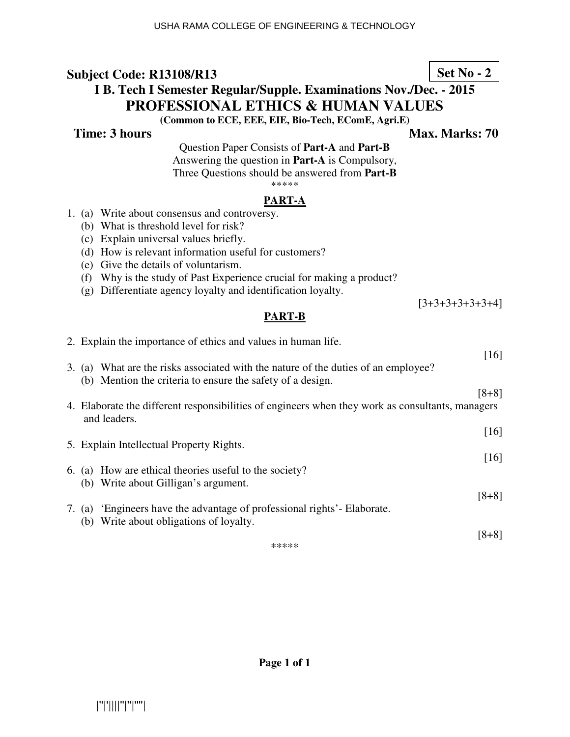**Subject Code: R13108/R13** **Set No - 2**

**I B. Tech I Semester Regular/Supple. Examinations Nov./Dec. - 2015**

# PROFESSIONAL ETHICS & HUMAN VALUES

**(Common to ECE, EEE, EIE, Bio-Tech, EComE, Agri.E)**

**Time: 3 hours** **Max. Marks: 70**

Question Paper Consists of **Part-A** and **Part-B**
Answering the question in **Part-A** is Compulsory,
Three Questions should be answered from **Part-B**

*****

## PART-A

1. (a) Write about consensus and controversy.
   (b) What is threshold level for risk?
   (c) Explain universal values briefly.
   (d) How is relevant information useful for customers?
   (e) Give the details of voluntarism.
   (f) Why is the study of Past Experience crucial for making a product?
   (g) Differentiate agency loyalty and identification loyalty.

[3+3+3+3+3+3+4]

## PART-B

2. Explain the importance of ethics and values in human life.

[16]

3. (a) What are the risks associated with the nature of the duties of an employee?
   (b) Mention the criteria to ensure the safety of a design.

[8+8]

4. Elaborate the different responsibilities of engineers when they work as consultants, managers and leaders.

[16]

5. Explain Intellectual Property Rights.

[16]

6. (a) How are ethical theories useful to the society?
   (b) Write about Gilligan's argument.

[8+8]

7. (a) 'Engineers have the advantage of professional rights'- Elaborate.
   (b) Write about obligations of loyalty.

[8+8]

*****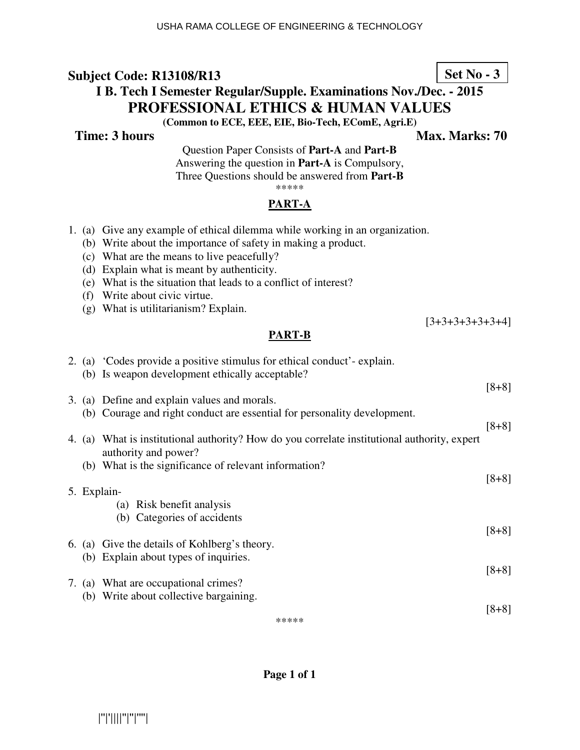**Subject Code: R13108/R13** **Set No - 3**

**I B. Tech I Semester Regular/Supple. Examinations Nov./Dec. - 2015**

# PROFESSIONAL ETHICS & HUMAN VALUES

**(Common to ECE, EEE, EIE, Bio-Tech, EComE, Agri.E)**

**Time: 3 hours** **Max. Marks: 70**

Question Paper Consists of **Part-A** and **Part-B**
Answering the question in **Part-A** is Compulsory,
Three Questions should be answered from **Part-B**

*****

## PART-A

1. (a) Give any example of ethical dilemma while working in an organization.
   (b) Write about the importance of safety in making a product.
   (c) What are the means to live peacefully?
   (d) Explain what is meant by authenticity.
   (e) What is the situation that leads to a conflict of interest?
   (f) Write about civic virtue.
   (g) What is utilitarianism? Explain.

[3+3+3+3+3+3+4]

## PART-B

2. (a) 'Codes provide a positive stimulus for ethical conduct'- explain.
   (b) Is weapon development ethically acceptable?

[8+8]

3. (a) Define and explain values and morals.
   (b) Courage and right conduct are essential for personality development.

[8+8]

4. (a) What is institutional authority? How do you correlate institutional authority, expert authority and power?
   (b) What is the significance of relevant information?

[8+8]

5. Explain-
   (a) Risk benefit analysis
   (b) Categories of accidents

[8+8]

6. (a) Give the details of Kohlberg's theory.
   (b) Explain about types of inquiries.

[8+8]

7. (a) What are occupational crimes?
   (b) Write about collective bargaining.

[8+8]

*****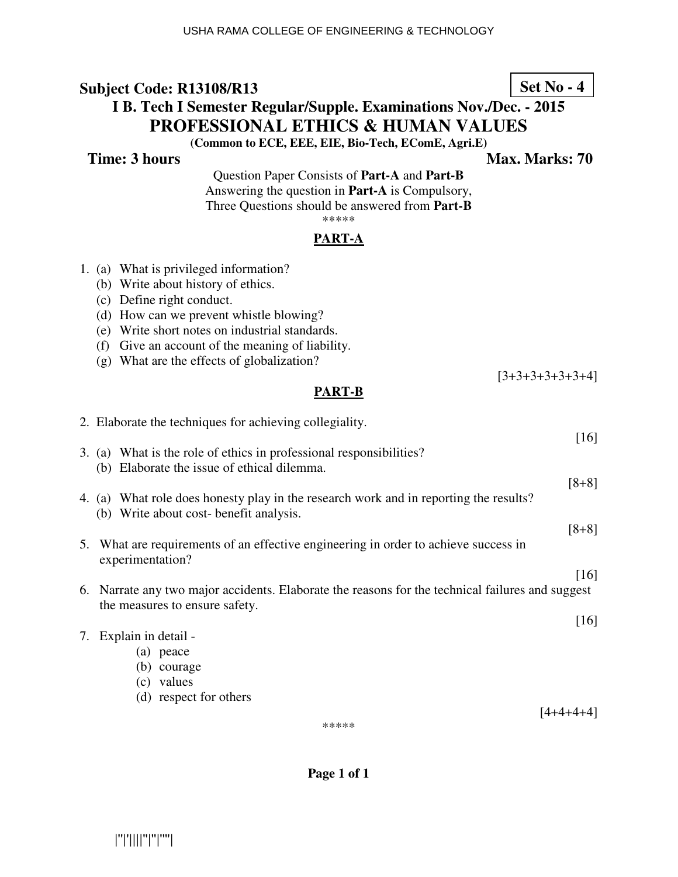**Subject Code: R13108/R13** **Set No - 4**

**I B. Tech I Semester Regular/Supple. Examinations Nov./Dec. - 2015**

# PROFESSIONAL ETHICS & HUMAN VALUES

**(Common to ECE, EEE, EIE, Bio-Tech, EComE, Agri.E)**

**Time: 3 hours** **Max. Marks: 70**

Question Paper Consists of **Part-A** and **Part-B**
Answering the question in **Part-A** is Compulsory,
Three Questions should be answered from **Part-B**

*****

## PART-A

1. (a) What is privileged information?
   (b) Write about history of ethics.
   (c) Define right conduct.
   (d) How can we prevent whistle blowing?
   (e) Write short notes on industrial standards.
   (f) Give an account of the meaning of liability.
   (g) What are the effects of globalization?

[3+3+3+3+3+3+4]

## PART-B

2. Elaborate the techniques for achieving collegiality.

[16]

3. (a) What is the role of ethics in professional responsibilities?
   (b) Elaborate the issue of ethical dilemma.

[8+8]

4. (a) What role does honesty play in the research work and in reporting the results?
   (b) Write about cost- benefit analysis.

[8+8]

5. What are requirements of an effective engineering in order to achieve success in experimentation?

[16]

6. Narrate any two major accidents. Elaborate the reasons for the technical failures and suggest the measures to ensure safety.

[16]

7. Explain in detail -
   (a) peace
   (b) courage
   (c) values
   (d) respect for others

[4+4+4+4]

*****